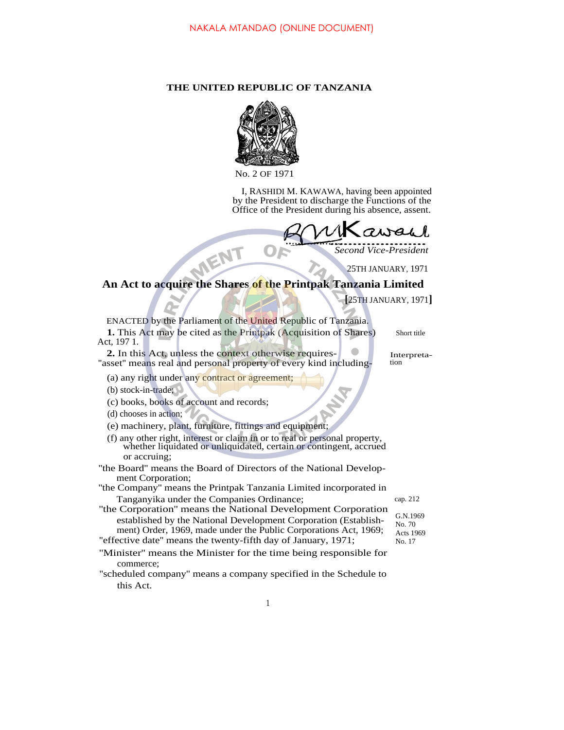NAKALA MTANDAO (ONLINE DOCUMENT)

**THE UNITED REPUBLIC OF TANZANIA**

No. 2 OF 1971

I, RASHIDI M. KAWAWA, having been appointed by the President to discharge the Functions of the Office of the President during his absence, assent.

*Second Vice-President*

25TH JANUARY, 1971

## An Act to acquire the Shares of the Printpak Tanzania Limited

**[**25TH JANUARY, 1971**]**

ENACTED by the Parliament of the United Republic of Tanzania.

Short title

**1.** This Act may be cited as the Printpak (Acquisition of Shares) Act, 197 1.

Interpretation

**2.** In this Act, unless the context otherwise requires-

"asset" means real and personal property of every kind including-

(a) any right under any contract or agreement;

(b) stock-in-trade;

(c) books, books of account and records;

(d) chooses in action;

(e) machinery, plant, furniture, fittings and equipment;

(f) any other right, interest or claim in or to real or personal property, whether liquidated or unliquidated, certain or contingent, accrued or accruing;

"the Board" means the Board of Directors of the National Development Corporation;

"the Company" means the Printpak Tanzania Limited incorporated in Tanganyika under the Companies Ordinance; cap. 212

"the Corporation" means the National Development Corporation established by the National Development Corporation (Establishment) Order, 1969, made under the Public Corporations Act, 1969; G.N.1969 No. 70 Acts 1969 No. 17

"effective date" means the twenty-fifth day of January, 1971;

"Minister" means the Minister for the time being responsible for commerce;

"scheduled company" means a company specified in the Schedule to this Act.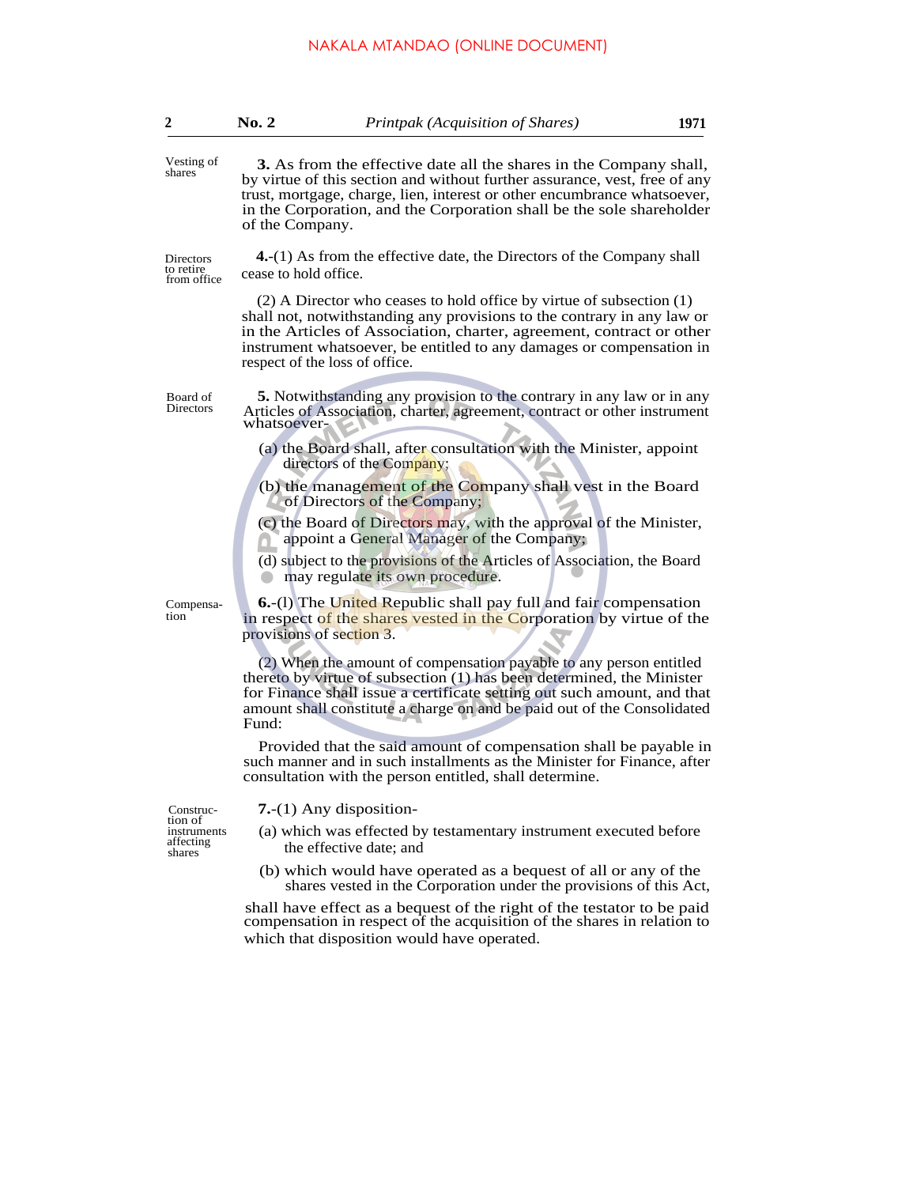Vesting of shares

**3.** As from the effective date all the shares in the Company shall, by virtue of this section and without further assurance, vest, free of any trust, mortgage, charge, lien, interest or other encumbrance whatsoever, in the Corporation, and the Corporation shall be the sole shareholder of the Company.

Directors to retire from office

**4.**-(1) As from the effective date, the Directors of the Company shall cease to hold office.

(2) A Director who ceases to hold office by virtue of subsection (1) shall not, notwithstanding any provisions to the contrary in any law or in the Articles of Association, charter, agreement, contract or other instrument whatsoever, be entitled to any damages or compensation in respect of the loss of office.

Board of Directors

**5.** Notwithstanding any provision to the contrary in any law or in any Articles of Association, charter, agreement, contract or other instrument whatsoever-

(a) the Board shall, after consultation with the Minister, appoint directors of the Company;

(b) the management of the Company shall vest in the Board of Directors of the Company;

(c) the Board of Directors may, with the approval of the Minister, appoint a General Manager of the Company;

(d) subject to the provisions of the Articles of Association, the Board may regulate its own procedure.

Compensation

**6.**-(l) The United Republic shall pay full and fair compensation in respect of the shares vested in the Corporation by virtue of the provisions of section 3.

(2) When the amount of compensation payable to any person entitled thereto by virtue of subsection (1) has been determined, the Minister for Finance shall issue a certificate setting out such amount, and that amount shall constitute a charge on and be paid out of the Consolidated Fund:

Provided that the said amount of compensation shall be payable in such manner and in such installments as the Minister for Finance, after consultation with the person entitled, shall determine.

Construction of instruments affecting shares

**7.**-(1) Any disposition-

(a) which was effected by testamentary instrument executed before the effective date; and

(b) which would have operated as a bequest of all or any of the shares vested in the Corporation under the provisions of this Act,

shall have effect as a bequest of the right of the testator to be paid compensation in respect of the acquisition of the shares in relation to which that disposition would have operated.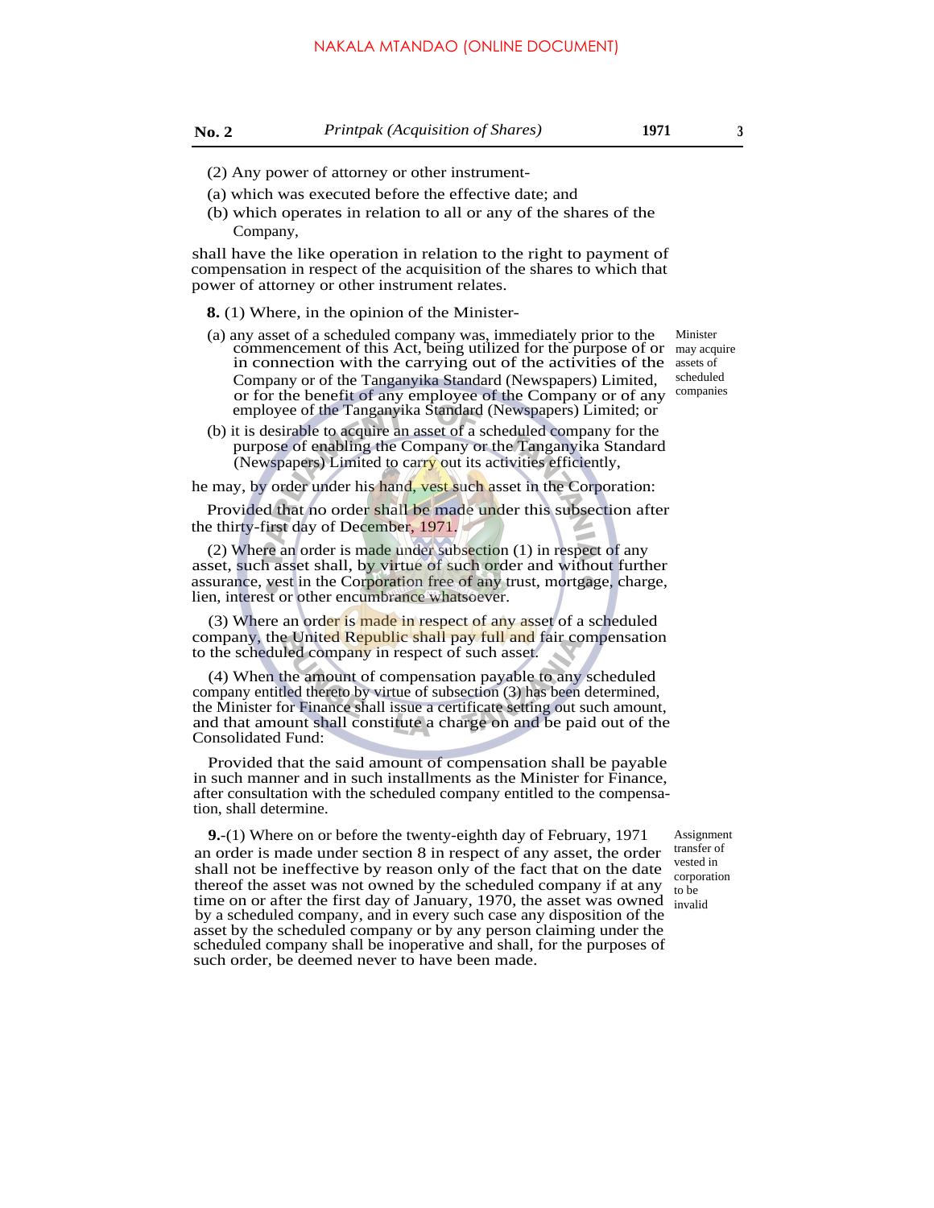(2) Any power of attorney or other instrument-

(a) which was executed before the effective date; and

(b) which operates in relation to all or any of the shares of the Company,

shall have the like operation in relation to the right to payment of compensation in respect of the acquisition of the shares to which that power of attorney or other instrument relates.

Minister may acquire assets of scheduled companies

**8.** (1) Where, in the opinion of the Minister-

(a) any asset of a scheduled company was, immediately prior to the commencement of this Act, being utilized for the purpose of or in connection with the carrying out of the activities of the Company or of the Tanganyika Standard (Newspapers) Limited, or for the benefit of any employee of the Company or of any employee of the Tanganyika Standard (Newspapers) Limited; or

(b) it is desirable to acquire an asset of a scheduled company for the purpose of enabling the Company or the Tanganyika Standard (Newspapers) Limited to carry out its activities efficiently,

he may, by order under his hand, vest such asset in the Corporation:

Provided that no order shall be made under this subsection after the thirty-first day of December, 1971.

(2) Where an order is made under subsection (1) in respect of any asset, such asset shall, by virtue of such order and without further assurance, vest in the Corporation free of any trust, mortgage, charge, lien, interest or other encumbrance whatsoever.

(3) Where an order is made in respect of any asset of a scheduled company, the United Republic shall pay full and fair compensation to the scheduled company in respect of such asset.

(4) When the amount of compensation payable to any scheduled company entitled thereto by virtue of subsection (3) has been determined, the Minister for Finance shall issue a certificate setting out such amount, and that amount shall constitute a charge on and be paid out of the Consolidated Fund:

Provided that the said amount of compensation shall be payable in such manner and in such installments as the Minister for Finance, after consultation with the scheduled company entitled to the compensation, shall determine.

Assignment transfer of vested in corporation to be invalid

**9.**-(1) Where on or before the twenty-eighth day of February, 1971 an order is made under section 8 in respect of any asset, the order shall not be ineffective by reason only of the fact that on the date thereof the asset was not owned by the scheduled company if at any time on or after the first day of January, 1970, the asset was owned by a scheduled company, and in every such case any disposition of the asset by the scheduled company or by any person claiming under the scheduled company shall be inoperative and shall, for the purposes of such order, be deemed never to have been made.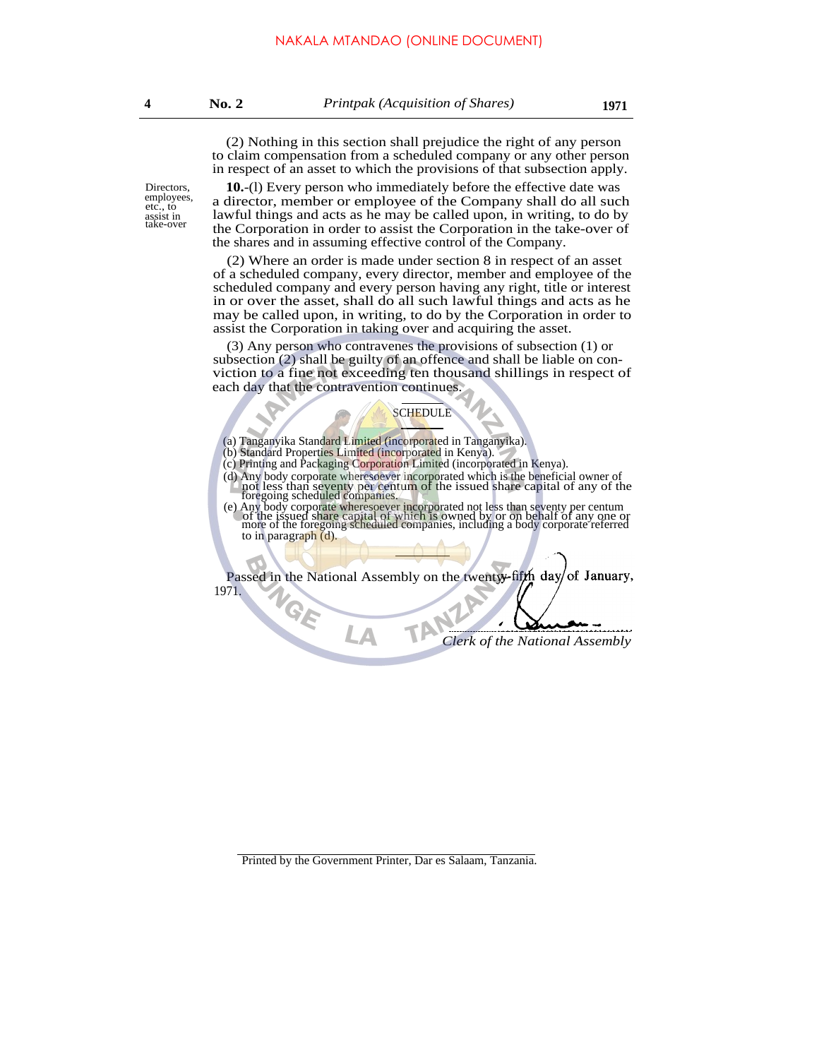(2) Nothing in this section shall prejudice the right of any person to claim compensation from a scheduled company or any other person in respect of an asset to which the provisions of that subsection apply.

Directors, employees, etc., to assist in take-over

**10.**-(l) Every person who immediately before the effective date was a director, member or employee of the Company shall do all such lawful things and acts as he may be called upon, in writing, to do by the Corporation in order to assist the Corporation in the take-over of the shares and in assuming effective control of the Company.

(2) Where an order is made under section 8 in respect of an asset of a scheduled company, every director, member and employee of the scheduled company and every person having any right, title or interest in or over the asset, shall do all such lawful things and acts as he may be called upon, in writing, to do by the Corporation in order to assist the Corporation in taking over and acquiring the asset.

(3) Any person who contravenes the provisions of subsection (1) or subsection (2) shall be guilty of an offence and shall be liable on conviction to a fine not exceeding ten thousand shillings in respect of each day that the contravention continues.

## SCHEDULE

(a) Tanganyika Standard Limited (incorporated in Tanganyika).
(b) Standard Properties Limited (incorporated in Kenya).
(c) Printing and Packaging Corporation Limited (incorporated in Kenya).
(d) Any body corporate wheresoever incorporated which is the beneficial owner of not less than seventy per centum of the issued share capital of any of the foregoing scheduled companies.
(e) Any body corporate wheresoever incorporated not less than seventy per centum of the issued share capital of which is owned by or on behalf of any one or more of the foregoing scheduled companies, including a body corporate referred to in paragraph (d).

Passed in the National Assembly on the twenty-fifth day of January, 1971.

*Clerk of the National Assembly*

Printed by the Government Printer, Dar es Salaam, Tanzania.